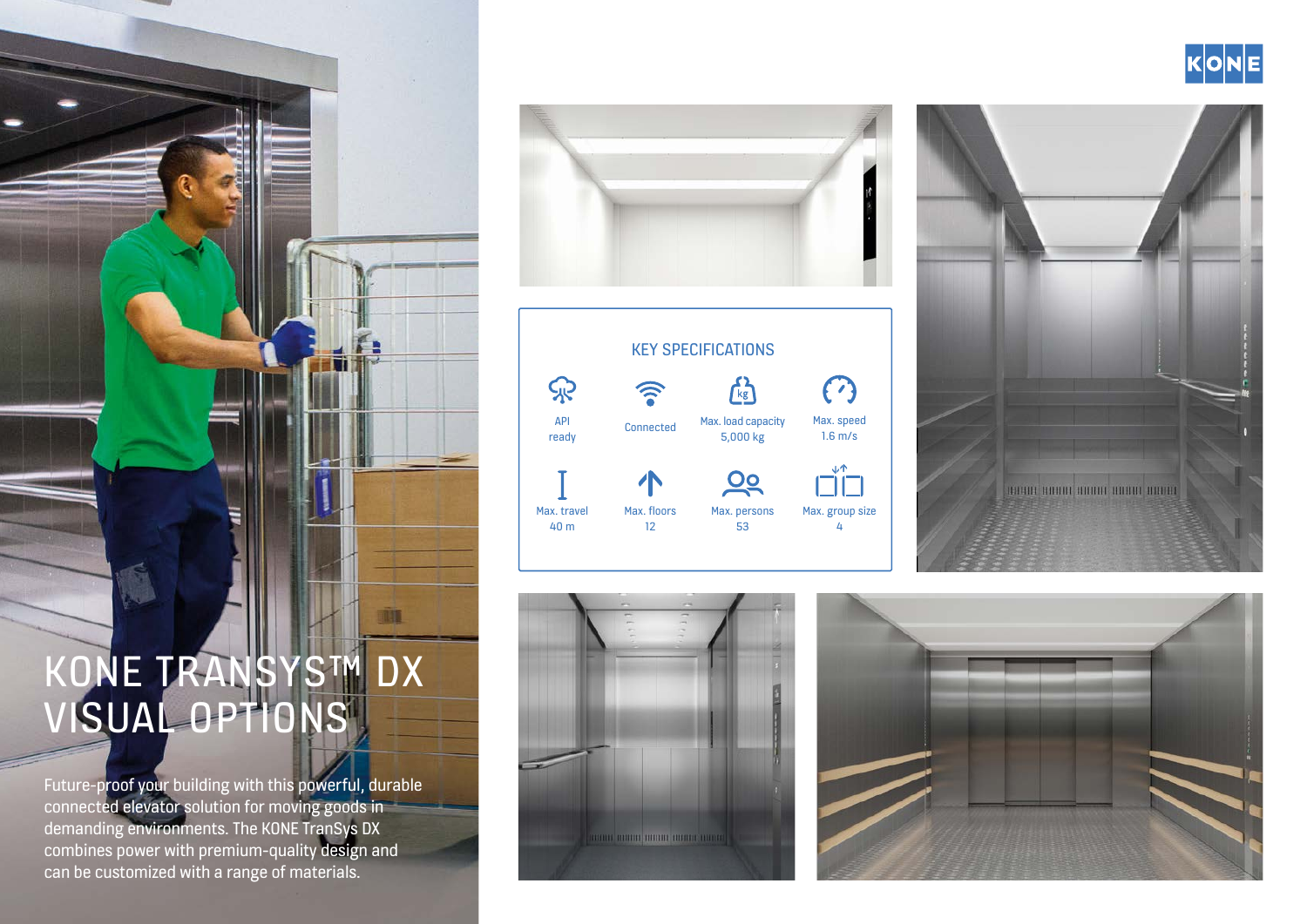# KONE TRANSYS™ DX VISUAL OPTIONS

Future-proof your building with this powerful, durable connected elevator solution for moving goods in demanding environments. The KONE TranSys DX combines power with premium-quality design and can be customized with a range of materials.

## KEY SPECIFICATIONS

- API ready
- Connected
- Max. load capacity 5,000 kg
- Max. speed 1.6 m/s
- Max. travel 40 m
- Max. floors 12
- Max. persons 53
- Max. group size 4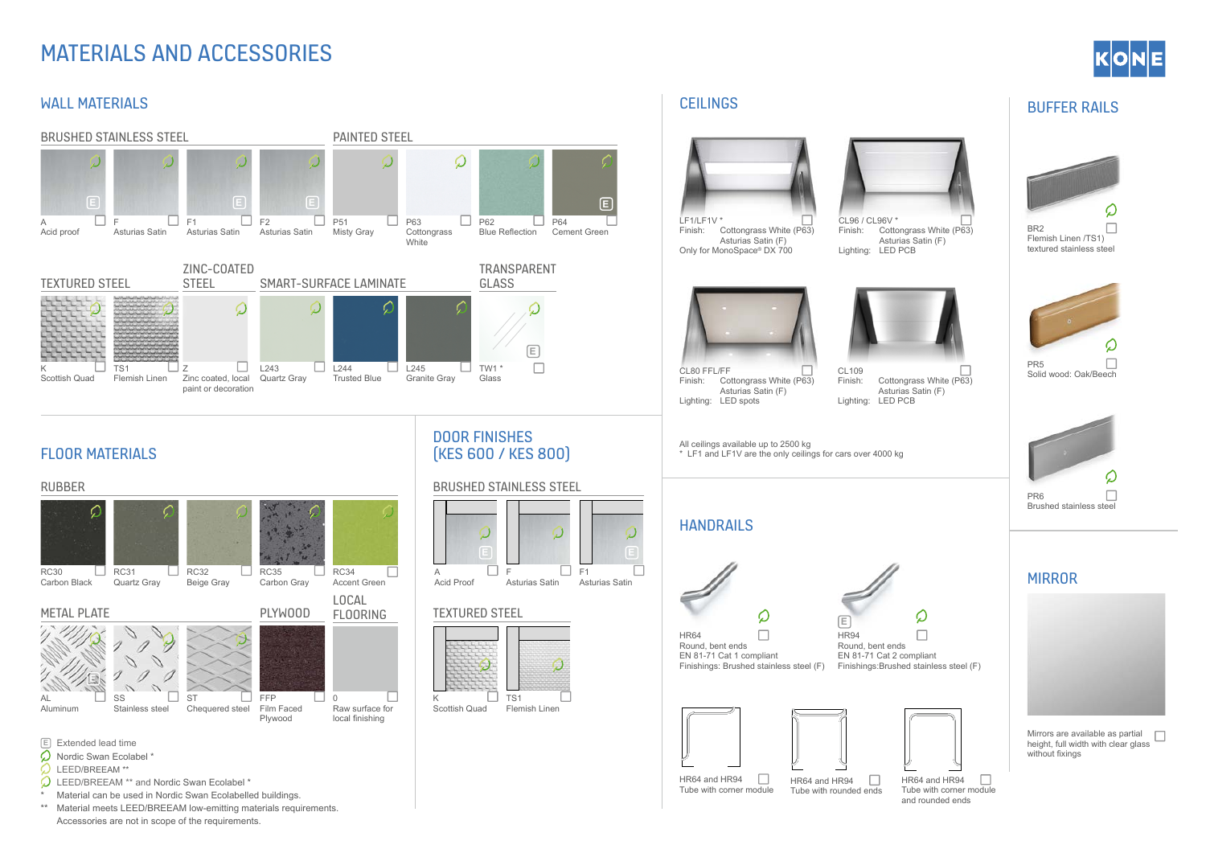# MATERIALS AND ACCESSORIES

## WALL MATERIALS

### BRUSHED STAINLESS STEEL

- A Acid proof
- F Asturias Satin
- F1 Asturias Satin
- F2 Asturias Satin

### PAINTED STEEL

- P51 Misty Gray
- P63 Cottongrass White
- P62 Blue Reflection
- P64 Cement Green

### TEXTURED STEEL

- K Scottish Quad
- TS1 Flemish Linen

### ZINC-COATED STEEL

- Z Zinc coated, local paint or decoration

### SMART-SURFACE LAMINATE

- L243 Quartz Gray
- L244 Trusted Blue
- L245 Granite Gray

### TRANSPARENT GLASS

- TW1 * Glass

## FLOOR MATERIALS

### RUBBER

- RC30 Carbon Black
- RC31 Quartz Gray
- RC32 Beige Gray
- RC35 Carbon Gray
- RC34 Accent Green

### METAL PLATE

- AL Aluminum
- SS Stainless steel
- ST Chequered steel

### PLYWOOD

- FFP Film Faced Plywood

### LOCAL FLOORING

- 0 Raw surface for local finishing

E Extended lead time
Nordic Swan Ecolabel *
LEED/BREEAM **
LEED/BREEAM ** and Nordic Swan Ecolabel *

\* Material can be used in Nordic Swan Ecolabelled buildings.
** Material meets LEED/BREEAM low-emitting materials requirements. Accessories are not in scope of the requirements.

## DOOR FINISHES (KES 600 / KES 800)

### BRUSHED STAINLESS STEEL

- A Acid Proof
- F Asturias Satin
- F1 Asturias Satin

### TEXTURED STEEL

- K Scottish Quad
- TS1 Flemish Linen

## CEILINGS

LF1/LF1V *
Finish: Cottongrass White (P63), Asturias Satin (F)
Only for MonoSpace® DX 700

CL96 / CL96V *
Finish: Cottongrass White (P63), Asturias Satin (F)
Lighting: LED PCB

CL80 FFL/FF
Finish: Cottongrass White (P63), Asturias Satin (F)
Lighting: LED spots

CL109
Finish: Cottongrass White (P63), Asturias Satin (F)
Lighting: LED PCB

All ceilings available up to 2500 kg
\* LF1 and LF1V are the only ceilings for cars over 4000 kg

## HANDRAILS

HR64
Round, bent ends
EN 81-71 Cat 1 compliant
Finishings: Brushed stainless steel (F)

HR94
Round, bent ends
EN 81-71 Cat 2 compliant
Finishings: Brushed stainless steel (F)

- HR64 and HR94 Tube with corner module
- HR64 and HR94 Tube with rounded ends
- HR64 and HR94 Tube with corner module and rounded ends

## BUFFER RAILS

- BR2 Flemish Linen /TS1) textured stainless steel
- PR5 Solid wood: Oak/Beech
- PR6 Brushed stainless steel

## MIRROR

Mirrors are available as partial height, full width with clear glass without fixings